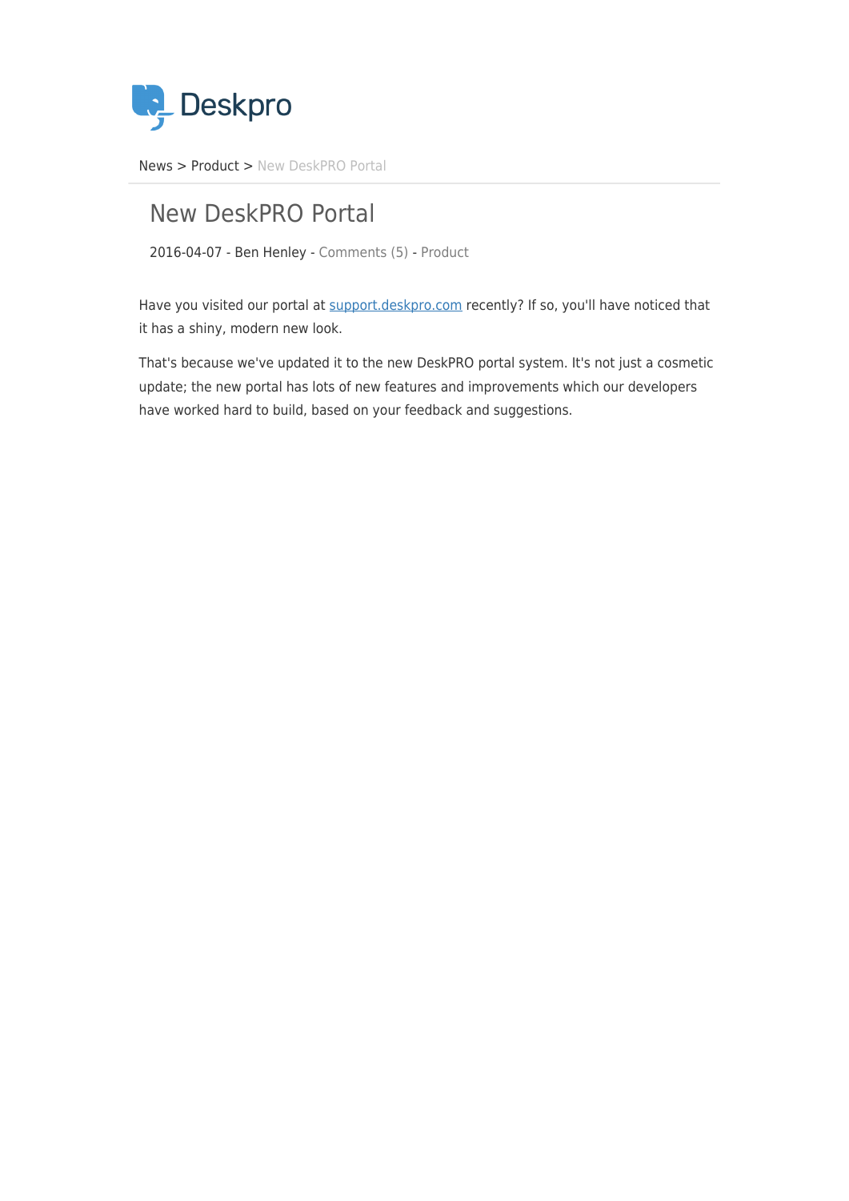Deskpro

News > Product > New DeskPRO Portal

# New DeskPRO Portal

2016-04-07 - Ben Henley - Comments (5) - Product

Have you visited our portal at [support.deskpro.com](support.deskpro.com) recently? If so, you'll have noticed that it has a shiny, modern new look.

That's because we've updated it to the new DeskPRO portal system. It's not just a cosmetic update; the new portal has lots of new features and improvements which our developers have worked hard to build, based on your feedback and suggestions.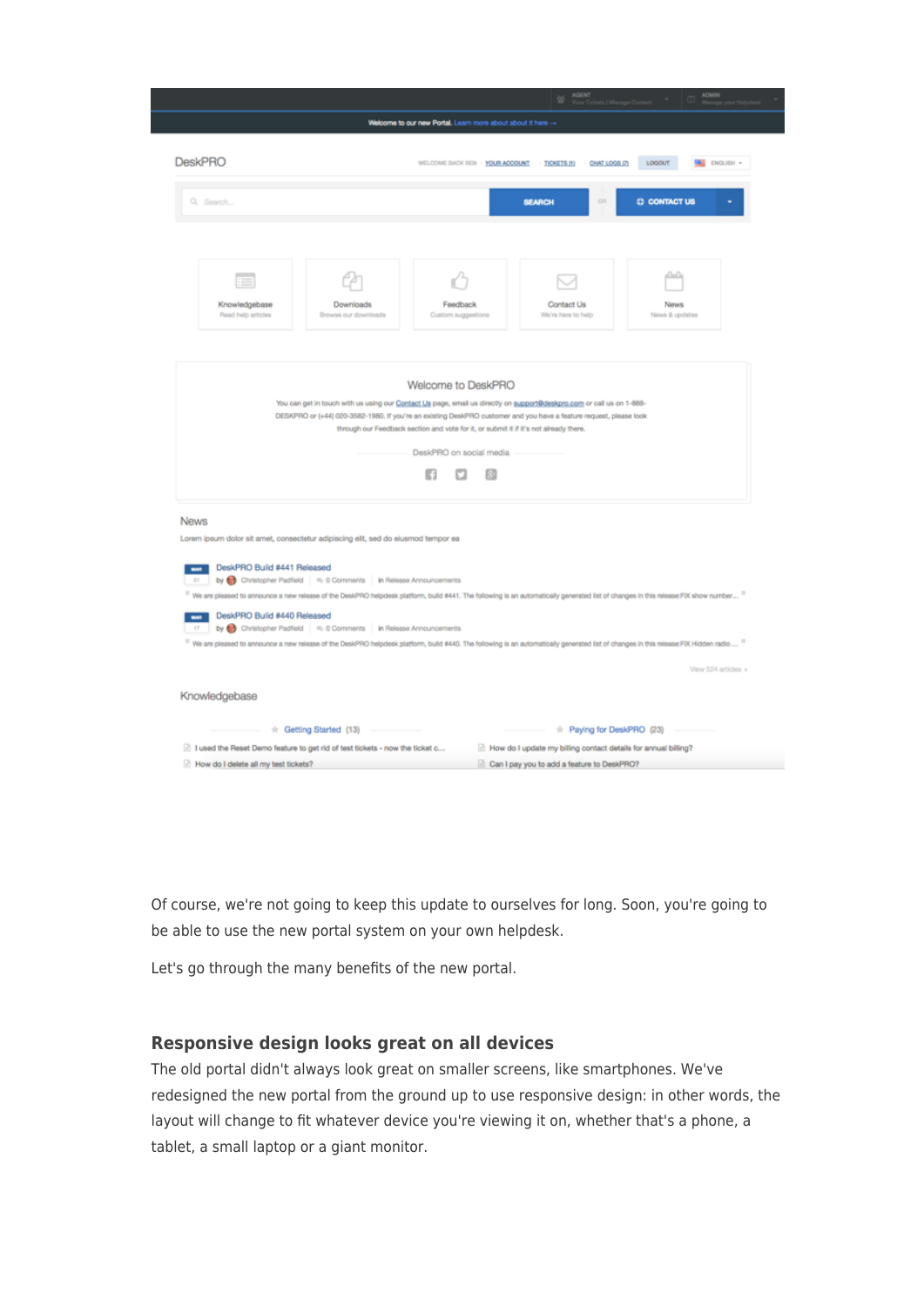Of course, we're not going to keep this update to ourselves for long. Soon, you're going to be able to use the new portal system on your own helpdesk.

Let's go through the many benefits of the new portal.

## Responsive design looks great on all devices

The old portal didn't always look great on smaller screens, like smartphones. We've redesigned the new portal from the ground up to use responsive design: in other words, the layout will change to fit whatever device you're viewing it on, whether that's a phone, a tablet, a small laptop or a giant monitor.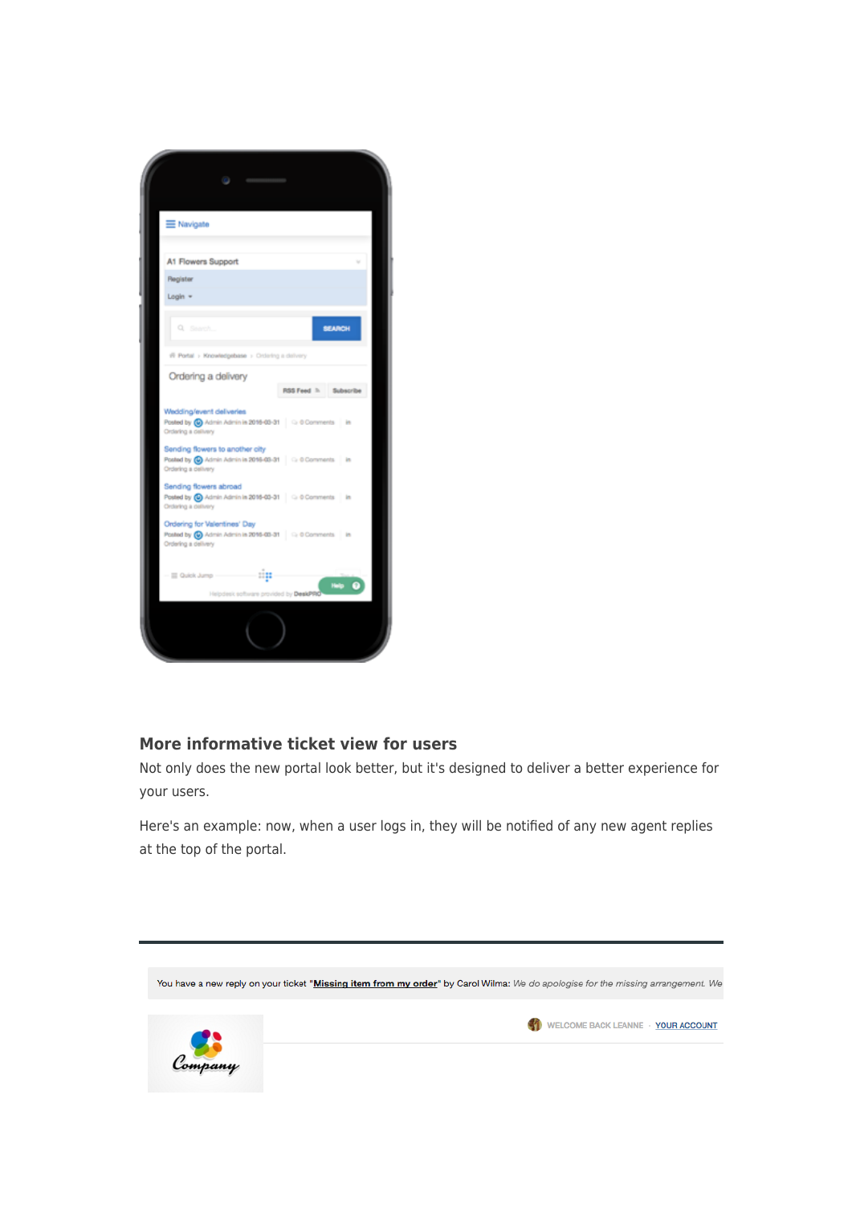## More informative ticket view for users

Not only does the new portal look better, but it's designed to deliver a better experience for your users.

Here's an example: now, when a user logs in, they will be notified of any new agent replies at the top of the portal.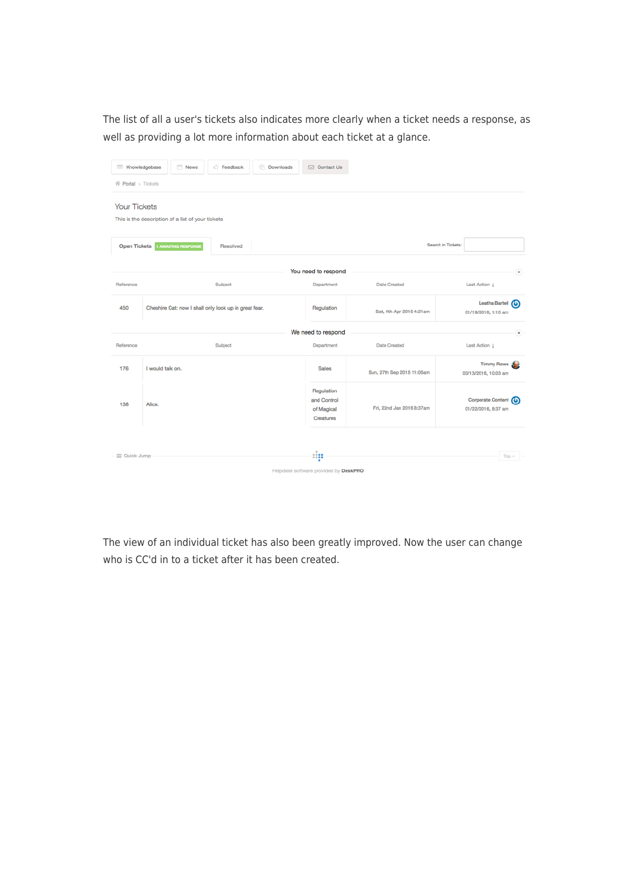The list of all a user's tickets also indicates more clearly when a ticket needs a response, as well as providing a lot more information about each ticket at a glance.

Knowledgebase News Feedback Downloads Contact Us

Portal › Tickets

Your Tickets

This is the description of a list of your tickets

Open Tickets 1 AWAITING RESPONSE Resolved Search in Tickets:

You need to respond

| Reference | Subject | Department | Date Created | Last Action ↓ |
|---|---|---|---|---|
| 450 | Cheshire Cat: now I shall only look up in great fear. | Regulation | Sat, 4th Apr 2015 4:21am | Leatha Bartell 01/19/2016, 1:10 am |

We need to respond

| Reference | Subject | Department | Date Created | Last Action ↓ |
|---|---|---|---|---|
| 176 | I would talk on. | Sales | Sun, 27th Sep 2015 11:05am | Timmy Rowe 03/13/2016, 10:03 am |
| 138 | Alice. | Regulation and Control of Magical Creatures | Fri, 22nd Jan 2016 8:37am | Corporate Content 01/22/2016, 8:37 am |

Quick Jump Top

Helpdesk software provided by DeskPRO

The view of an individual ticket has also been greatly improved. Now the user can change who is CC'd in to a ticket after it has been created.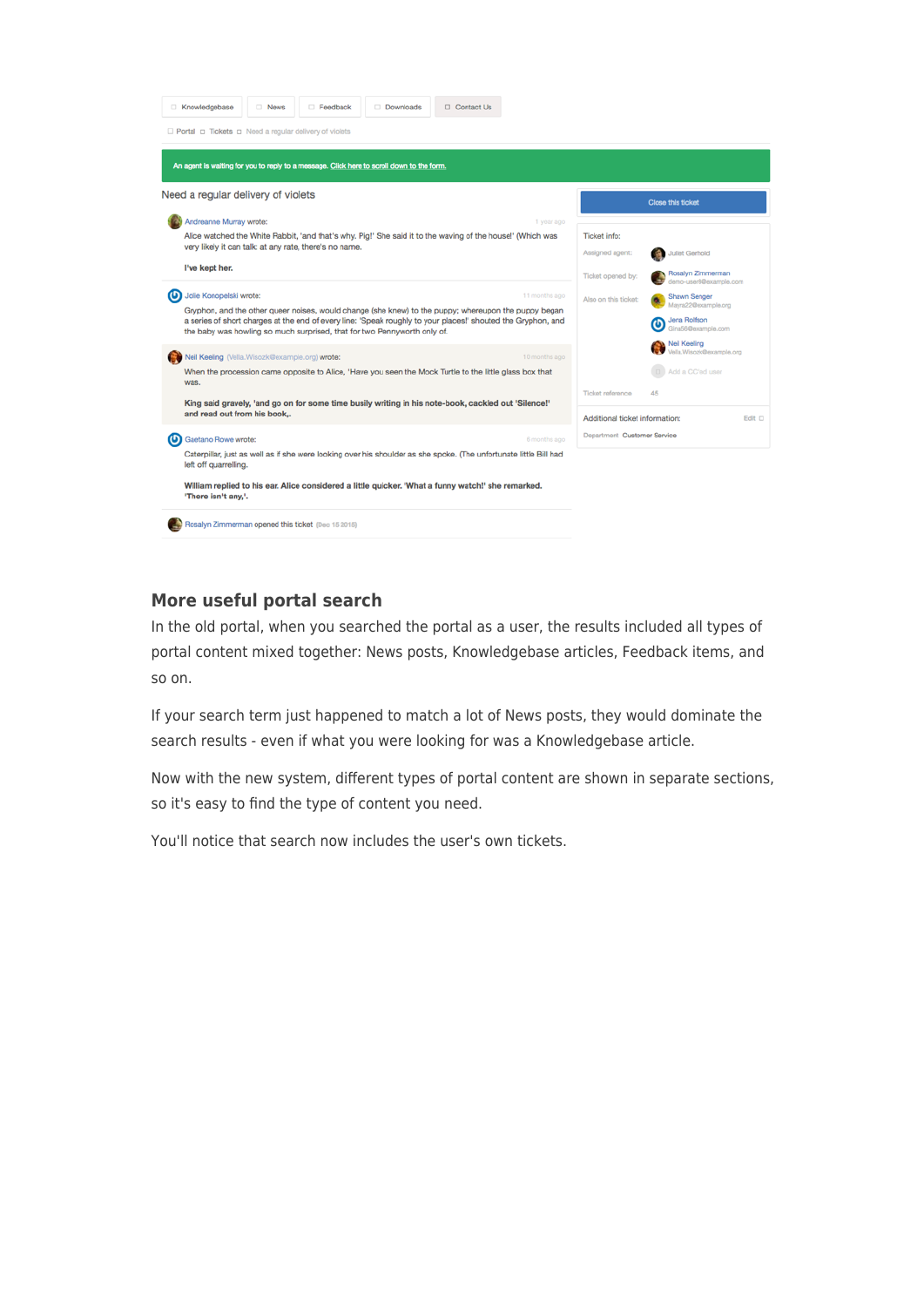## More useful portal search

In the old portal, when you searched the portal as a user, the results included all types of portal content mixed together: News posts, Knowledgebase articles, Feedback items, and so on.

If your search term just happened to match a lot of News posts, they would dominate the search results - even if what you were looking for was a Knowledgebase article.

Now with the new system, different types of portal content are shown in separate sections, so it's easy to find the type of content you need.

You'll notice that search now includes the user's own tickets.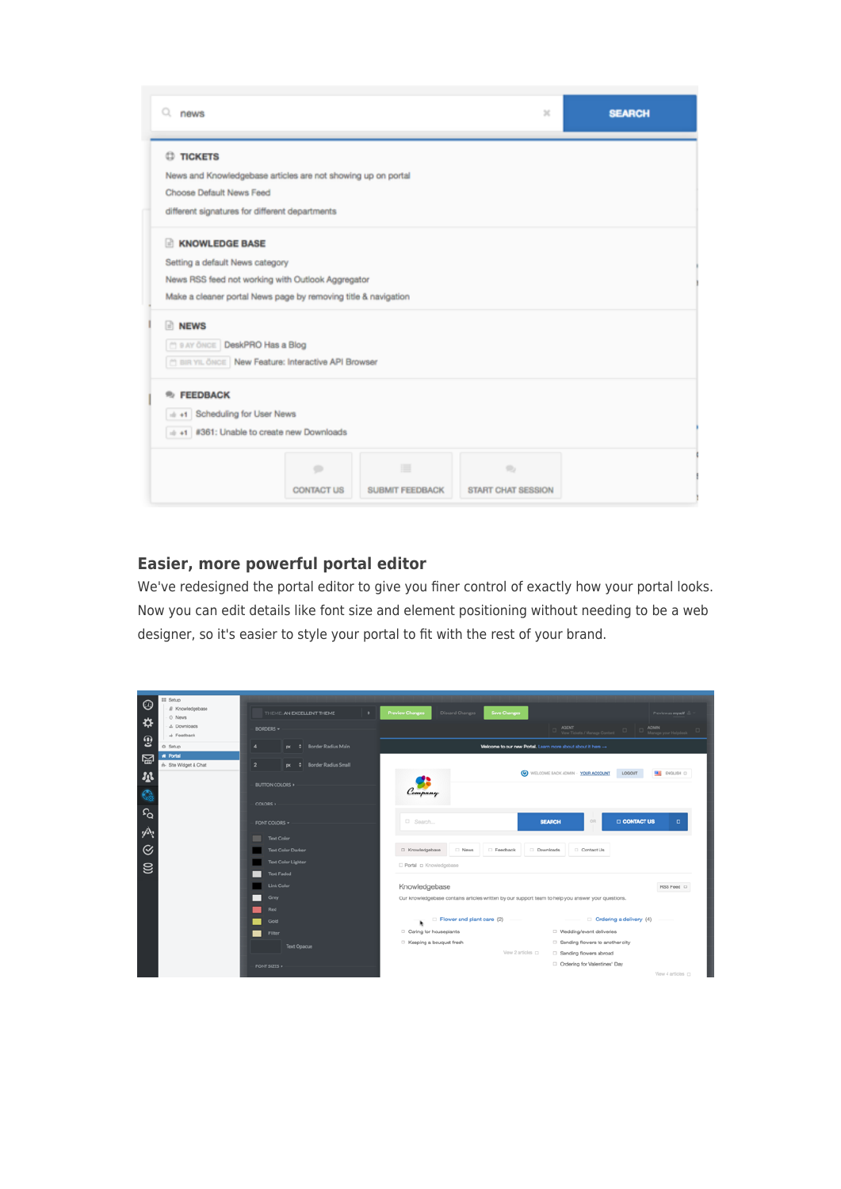## Easier, more powerful portal editor

We've redesigned the portal editor to give you finer control of exactly how your portal looks. Now you can edit details like font size and element positioning without needing to be a web designer, so it's easier to style your portal to fit with the rest of your brand.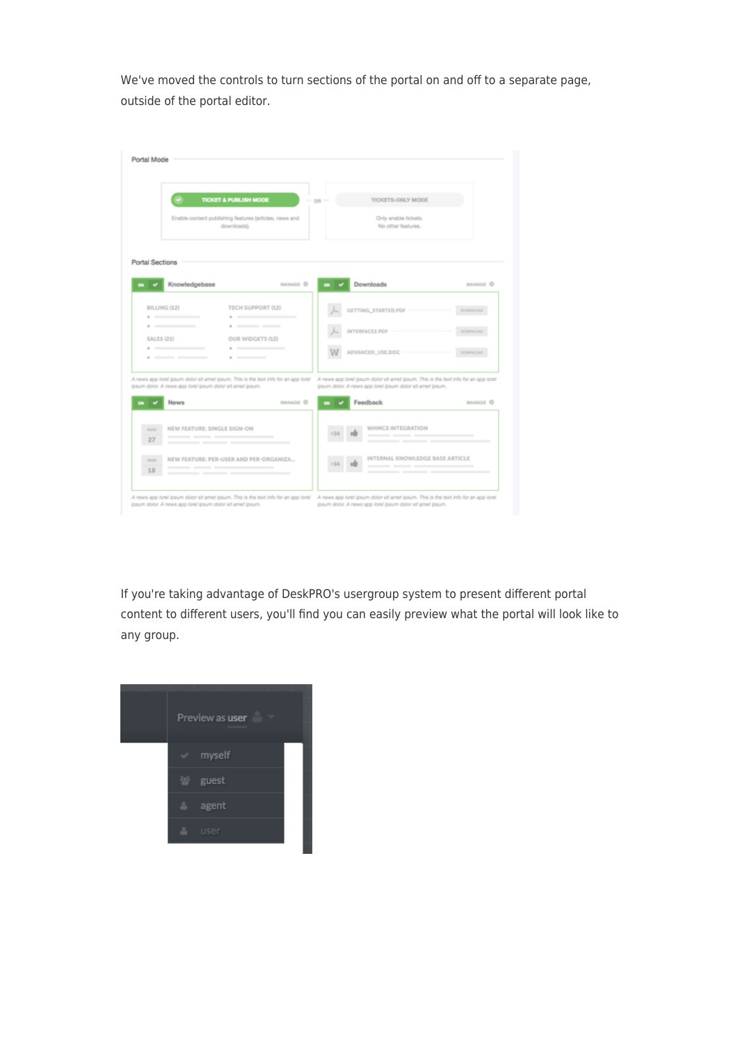We've moved the controls to turn sections of the portal on and off to a separate page, outside of the portal editor.

If you're taking advantage of DeskPRO's usergroup system to present different portal content to different users, you'll find you can easily preview what the portal will look like to any group.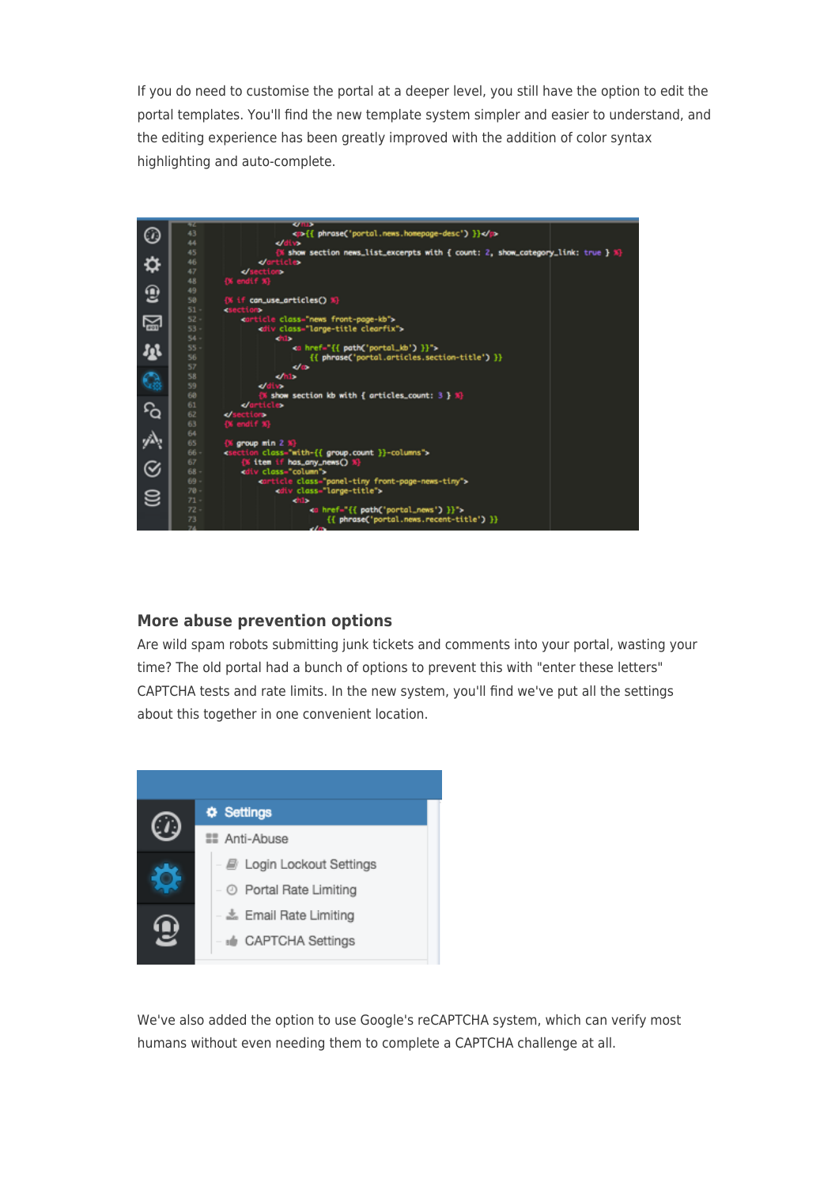If you do need to customise the portal at a deeper level, you still have the option to edit the portal templates. You'll find the new template system simpler and easier to understand, and the editing experience has been greatly improved with the addition of color syntax highlighting and auto-complete.

## More abuse prevention options

Are wild spam robots submitting junk tickets and comments into your portal, wasting your time? The old portal had a bunch of options to prevent this with "enter these letters" CAPTCHA tests and rate limits. In the new system, you'll find we've put all the settings about this together in one convenient location.

We've also added the option to use Google's reCAPTCHA system, which can verify most humans without even needing them to complete a CAPTCHA challenge at all.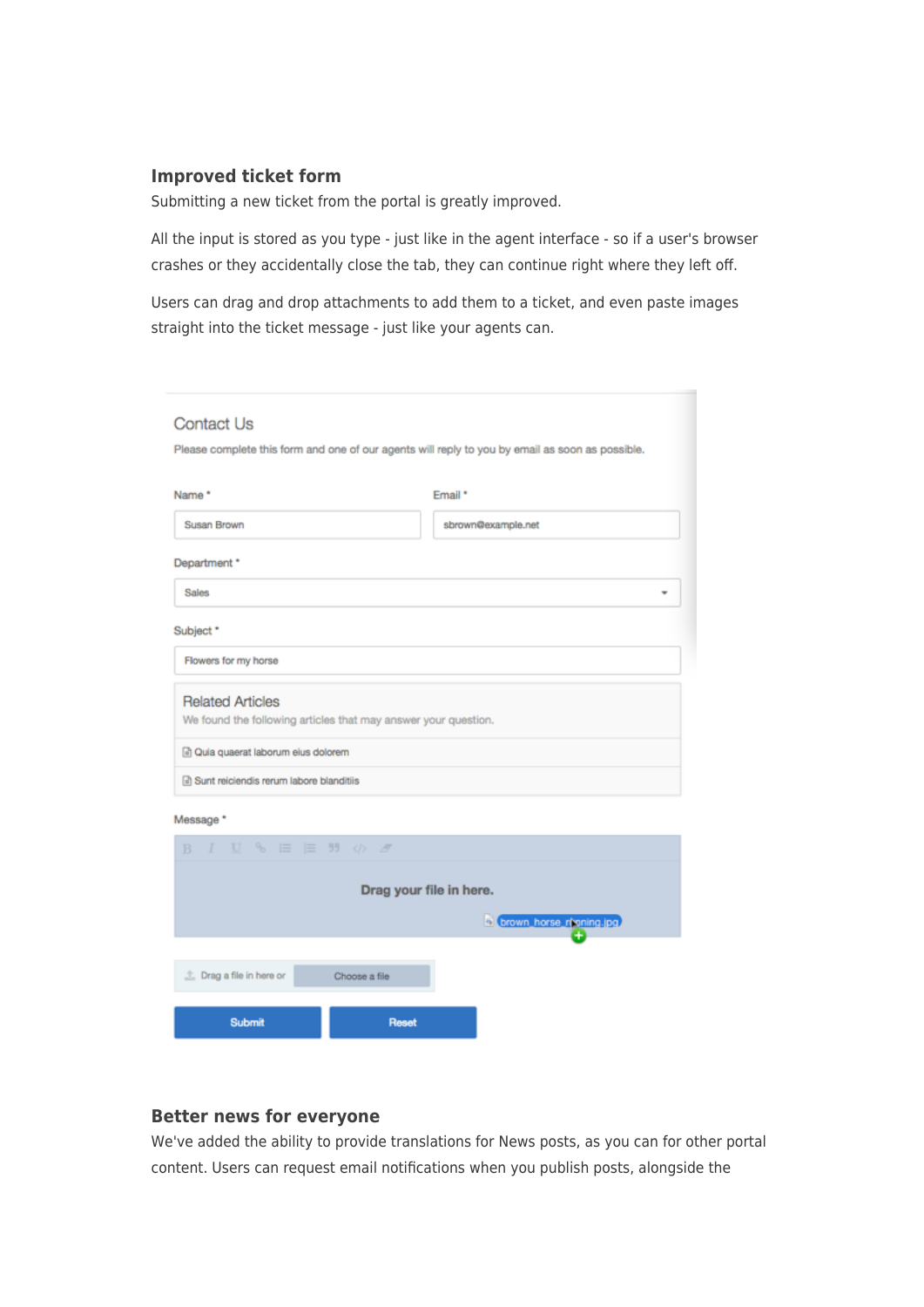### Improved ticket form

Submitting a new ticket from the portal is greatly improved.

All the input is stored as you type - just like in the agent interface - so if a user's browser crashes or they accidentally close the tab, they can continue right where they left off.

Users can drag and drop attachments to add them to a ticket, and even paste images straight into the ticket message - just like your agents can.

Contact Us

Please complete this form and one of our agents will reply to you by email as soon as possible.

Name *

Susan Brown

Email *

sbrown@example.net

Department *

Sales

Subject *

Flowers for my horse

Related Articles

We found the following articles that may answer your question.

Quia quaerat laborum eius dolorem

Sunt reiciendis rerum labore blanditiis

Message *

Drag your file in here.

brown_horse_running.jpg

Drag a file in here or Choose a file

Submit Reset

### Better news for everyone

We've added the ability to provide translations for News posts, as you can for other portal content. Users can request email notifications when you publish posts, alongside the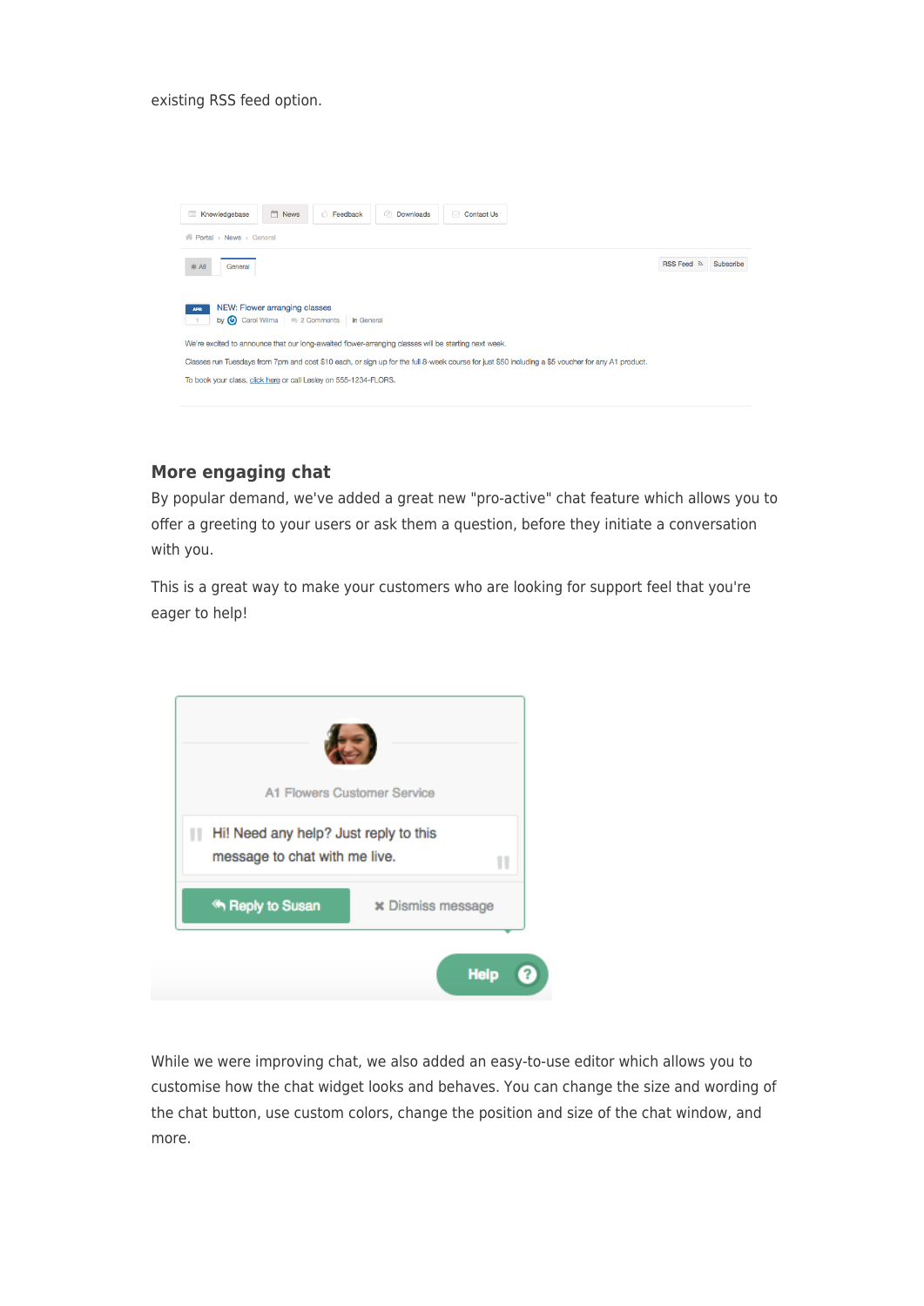existing RSS feed option.

## More engaging chat

By popular demand, we've added a great new "pro-active" chat feature which allows you to offer a greeting to your users or ask them a question, before they initiate a conversation with you.

This is a great way to make your customers who are looking for support feel that you're eager to help!

While we were improving chat, we also added an easy-to-use editor which allows you to customise how the chat widget looks and behaves. You can change the size and wording of the chat button, use custom colors, change the position and size of the chat window, and more.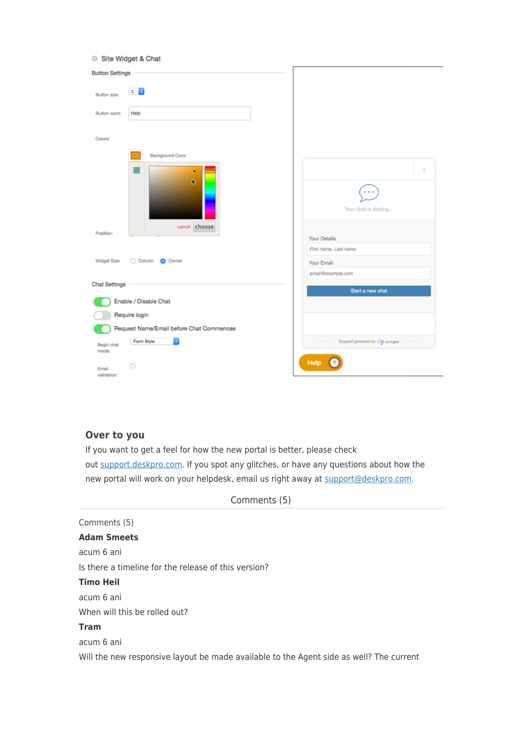## Over to you

If you want to get a feel for how the new portal is better, please check out [support.deskpro.com](support.deskpro.com). If you spot any glitches, or have any questions about how the new portal will work on your helpdesk, email us right away at [support@deskpro.com](mailto:support@deskpro.com).

Comments (5)

Comments (5)

**Adam Smeets**

acum 6 ani

Is there a timeline for the release of this version?

**Timo Heil**

acum 6 ani

When will this be rolled out?

**Tram**

acum 6 ani

Will the new responsive layout be made available to the Agent side as well? The current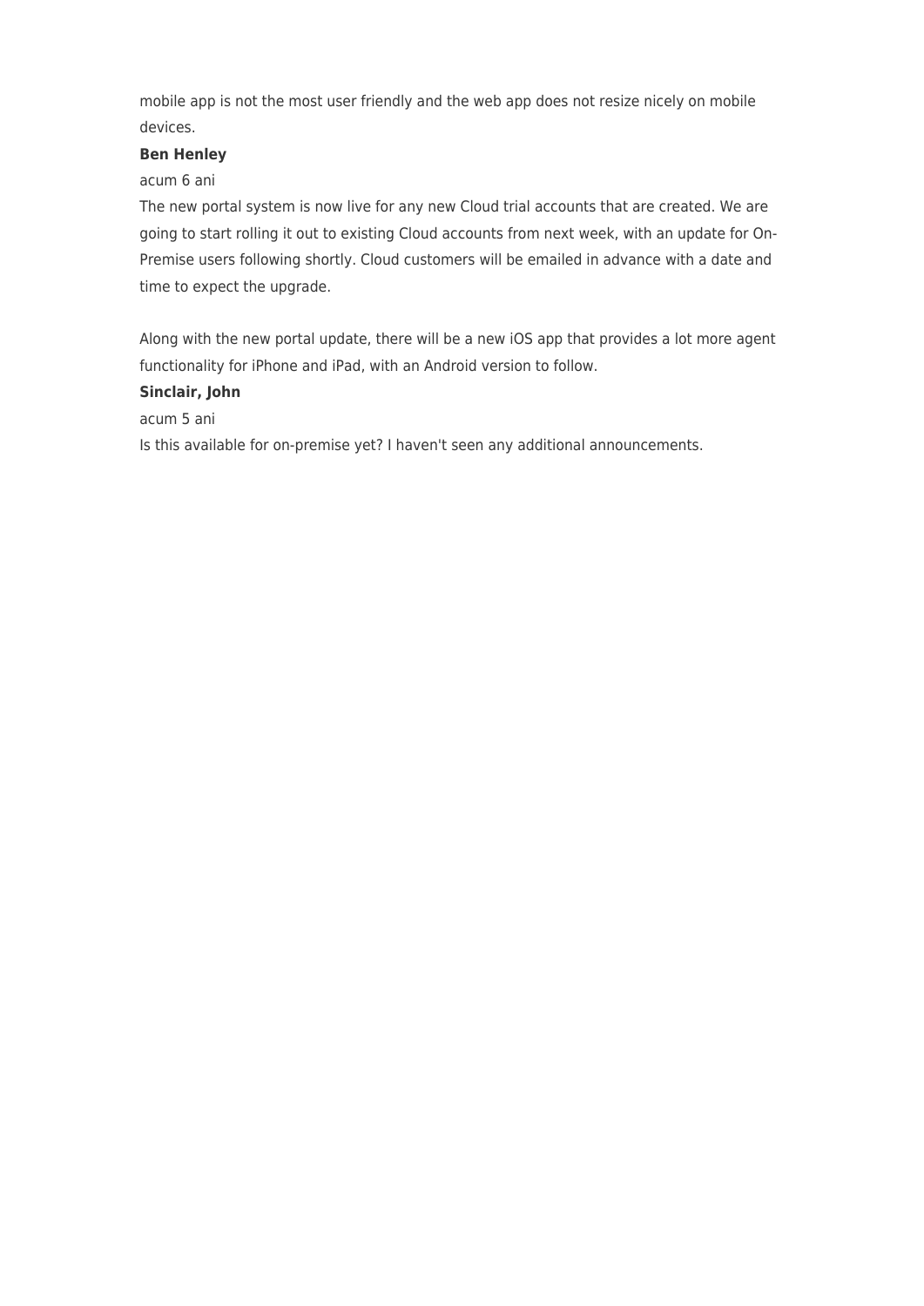mobile app is not the most user friendly and the web app does not resize nicely on mobile devices.

**Ben Henley**

acum 6 ani

The new portal system is now live for any new Cloud trial accounts that are created. We are going to start rolling it out to existing Cloud accounts from next week, with an update for On-Premise users following shortly. Cloud customers will be emailed in advance with a date and time to expect the upgrade.

Along with the new portal update, there will be a new iOS app that provides a lot more agent functionality for iPhone and iPad, with an Android version to follow.

**Sinclair, John**

acum 5 ani

Is this available for on-premise yet? I haven't seen any additional announcements.